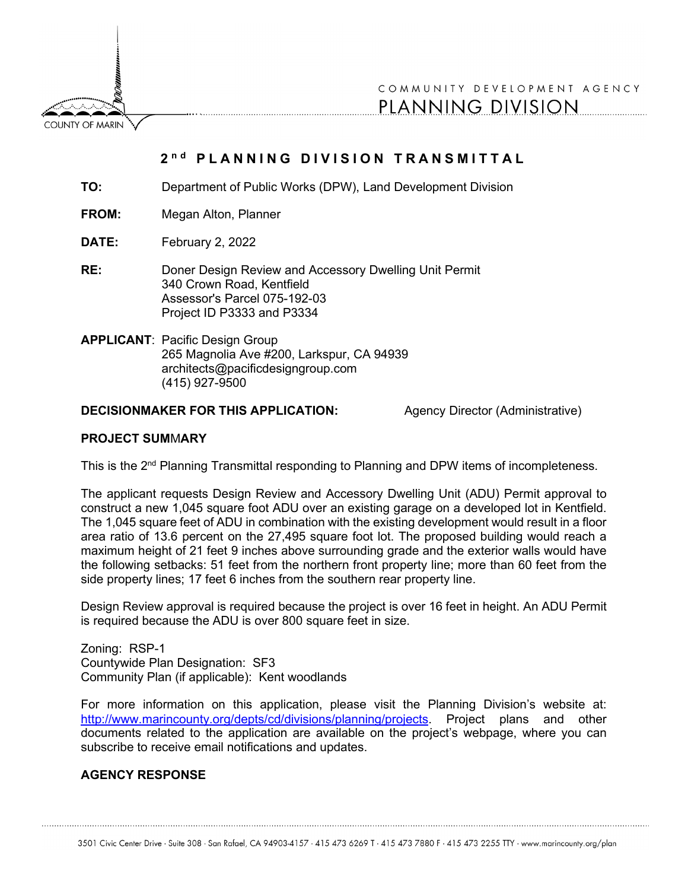COUNTY OF MARIN

COMMUNITY DEVELOPMENT AGENCY
PLANNING DIVISION

# 2nd PLANNING DIVISION TRANSMITTAL

**TO:** Department of Public Works (DPW), Land Development Division

**FROM:** Megan Alton, Planner

**DATE:** February 2, 2022

**RE:** Doner Design Review and Accessory Dwelling Unit Permit
340 Crown Road, Kentfield
Assessor's Parcel 075-192-03
Project ID P3333 and P3334

**APPLICANT**: Pacific Design Group
265 Magnolia Ave #200, Larkspur, CA 94939
architects@pacificdesigngroup.com
(415) 927-9500

**DECISIONMAKER FOR THIS APPLICATION:** Agency Director (Administrative)

## PROJECT SUMMARY

This is the 2nd Planning Transmittal responding to Planning and DPW items of incompleteness.

The applicant requests Design Review and Accessory Dwelling Unit (ADU) Permit approval to construct a new 1,045 square foot ADU over an existing garage on a developed lot in Kentfield. The 1,045 square feet of ADU in combination with the existing development would result in a floor area ratio of 13.6 percent on the 27,495 square foot lot. The proposed building would reach a maximum height of 21 feet 9 inches above surrounding grade and the exterior walls would have the following setbacks: 51 feet from the northern front property line; more than 60 feet from the side property lines; 17 feet 6 inches from the southern rear property line.

Design Review approval is required because the project is over 16 feet in height. An ADU Permit is required because the ADU is over 800 square feet in size.

Zoning: RSP-1
Countywide Plan Designation: SF3
Community Plan (if applicable): Kent woodlands

For more information on this application, please visit the Planning Division's website at: http://www.marincounty.org/depts/cd/divisions/planning/projects. Project plans and other documents related to the application are available on the project's webpage, where you can subscribe to receive email notifications and updates.

## AGENCY RESPONSE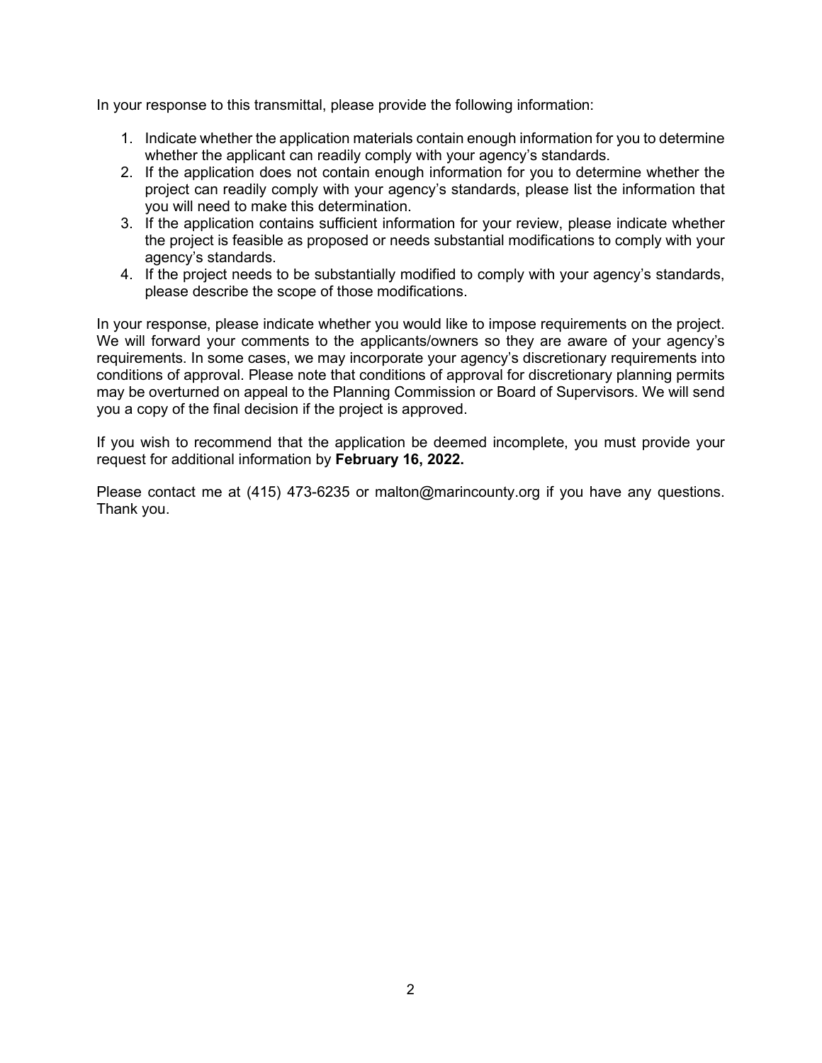In your response to this transmittal, please provide the following information:

1. Indicate whether the application materials contain enough information for you to determine whether the applicant can readily comply with your agency's standards.
2. If the application does not contain enough information for you to determine whether the project can readily comply with your agency's standards, please list the information that you will need to make this determination.
3. If the application contains sufficient information for your review, please indicate whether the project is feasible as proposed or needs substantial modifications to comply with your agency's standards.
4. If the project needs to be substantially modified to comply with your agency's standards, please describe the scope of those modifications.

In your response, please indicate whether you would like to impose requirements on the project. We will forward your comments to the applicants/owners so they are aware of your agency's requirements. In some cases, we may incorporate your agency's discretionary requirements into conditions of approval. Please note that conditions of approval for discretionary planning permits may be overturned on appeal to the Planning Commission or Board of Supervisors. We will send you a copy of the final decision if the project is approved.

If you wish to recommend that the application be deemed incomplete, you must provide your request for additional information by **February 16, 2022.**

Please contact me at (415) 473-6235 or malton@marincounty.org if you have any questions. Thank you.